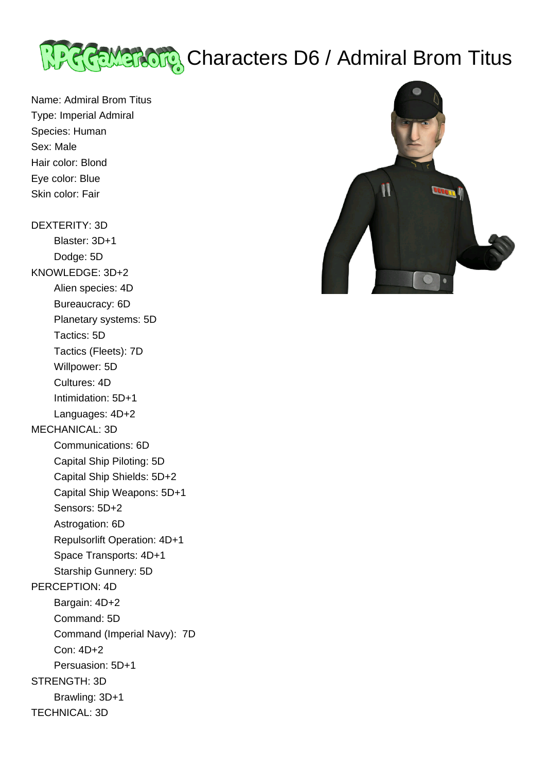# Characters D6 / Admiral Brom Titus

Name: Admiral Brom Titus
Type: Imperial Admiral
Species: Human
Sex: Male
Hair color: Blond
Eye color: Blue
Skin color: Fair

DEXTERITY: 3D
- Blaster: 3D+1
- Dodge: 5D

KNOWLEDGE: 3D+2
- Alien species: 4D
- Bureaucracy: 6D
- Planetary systems: 5D
- Tactics: 5D
- Tactics (Fleets): 7D
- Willpower: 5D
- Cultures: 4D
- Intimidation: 5D+1
- Languages: 4D+2

MECHANICAL: 3D
- Communications: 6D
- Capital Ship Piloting: 5D
- Capital Ship Shields: 5D+2
- Capital Ship Weapons: 5D+1
- Sensors: 5D+2
- Astrogation: 6D
- Repulsorlift Operation: 4D+1
- Space Transports: 4D+1
- Starship Gunnery: 5D

PERCEPTION: 4D
- Bargain: 4D+2
- Command: 5D
- Command (Imperial Navy): 7D
- Con: 4D+2
- Persuasion: 5D+1

STRENGTH: 3D
- Brawling: 3D+1

TECHNICAL: 3D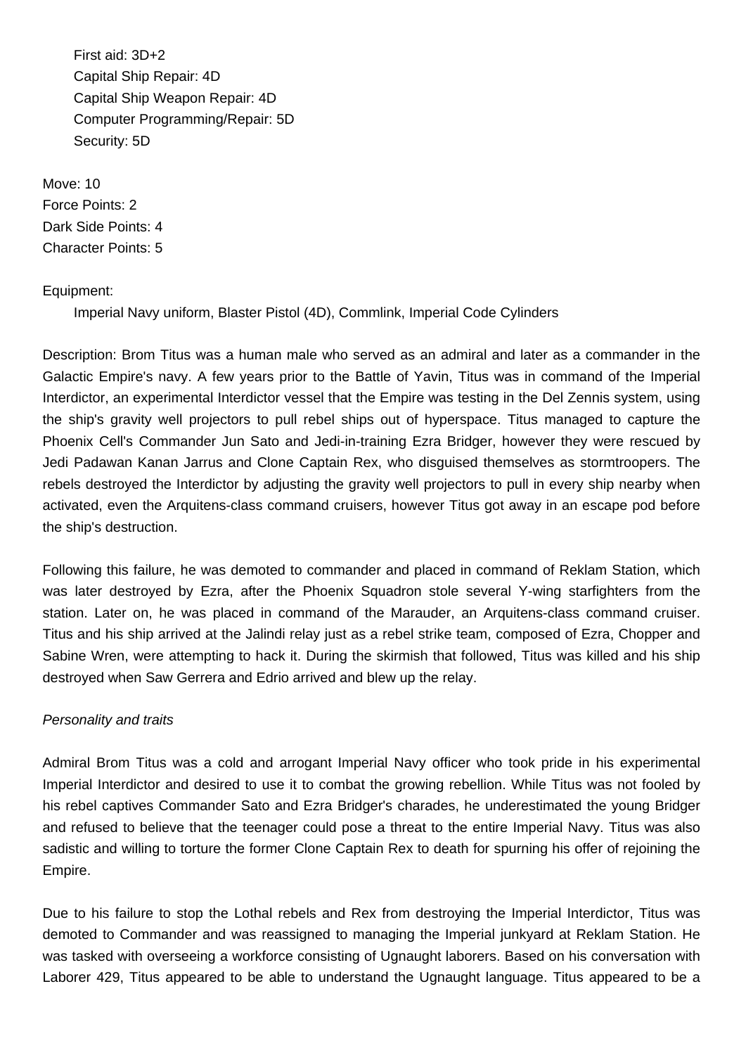First aid: 3D+2
Capital Ship Repair: 4D
Capital Ship Weapon Repair: 4D
Computer Programming/Repair: 5D
Security: 5D

Move: 10
Force Points: 2
Dark Side Points: 4
Character Points: 5

Equipment:
Imperial Navy uniform, Blaster Pistol (4D), Commlink, Imperial Code Cylinders

Description: Brom Titus was a human male who served as an admiral and later as a commander in the Galactic Empire's navy. A few years prior to the Battle of Yavin, Titus was in command of the Imperial Interdictor, an experimental Interdictor vessel that the Empire was testing in the Del Zennis system, using the ship's gravity well projectors to pull rebel ships out of hyperspace. Titus managed to capture the Phoenix Cell's Commander Jun Sato and Jedi-in-training Ezra Bridger, however they were rescued by Jedi Padawan Kanan Jarrus and Clone Captain Rex, who disguised themselves as stormtroopers. The rebels destroyed the Interdictor by adjusting the gravity well projectors to pull in every ship nearby when activated, even the Arquitens-class command cruisers, however Titus got away in an escape pod before the ship's destruction.

Following this failure, he was demoted to commander and placed in command of Reklam Station, which was later destroyed by Ezra, after the Phoenix Squadron stole several Y-wing starfighters from the station. Later on, he was placed in command of the Marauder, an Arquitens-class command cruiser. Titus and his ship arrived at the Jalindi relay just as a rebel strike team, composed of Ezra, Chopper and Sabine Wren, were attempting to hack it. During the skirmish that followed, Titus was killed and his ship destroyed when Saw Gerrera and Edrio arrived and blew up the relay.

*Personality and traits*

Admiral Brom Titus was a cold and arrogant Imperial Navy officer who took pride in his experimental Imperial Interdictor and desired to use it to combat the growing rebellion. While Titus was not fooled by his rebel captives Commander Sato and Ezra Bridger's charades, he underestimated the young Bridger and refused to believe that the teenager could pose a threat to the entire Imperial Navy. Titus was also sadistic and willing to torture the former Clone Captain Rex to death for spurning his offer of rejoining the Empire.

Due to his failure to stop the Lothal rebels and Rex from destroying the Imperial Interdictor, Titus was demoted to Commander and was reassigned to managing the Imperial junkyard at Reklam Station. He was tasked with overseeing a workforce consisting of Ugnaught laborers. Based on his conversation with Laborer 429, Titus appeared to be able to understand the Ugnaught language. Titus appeared to be a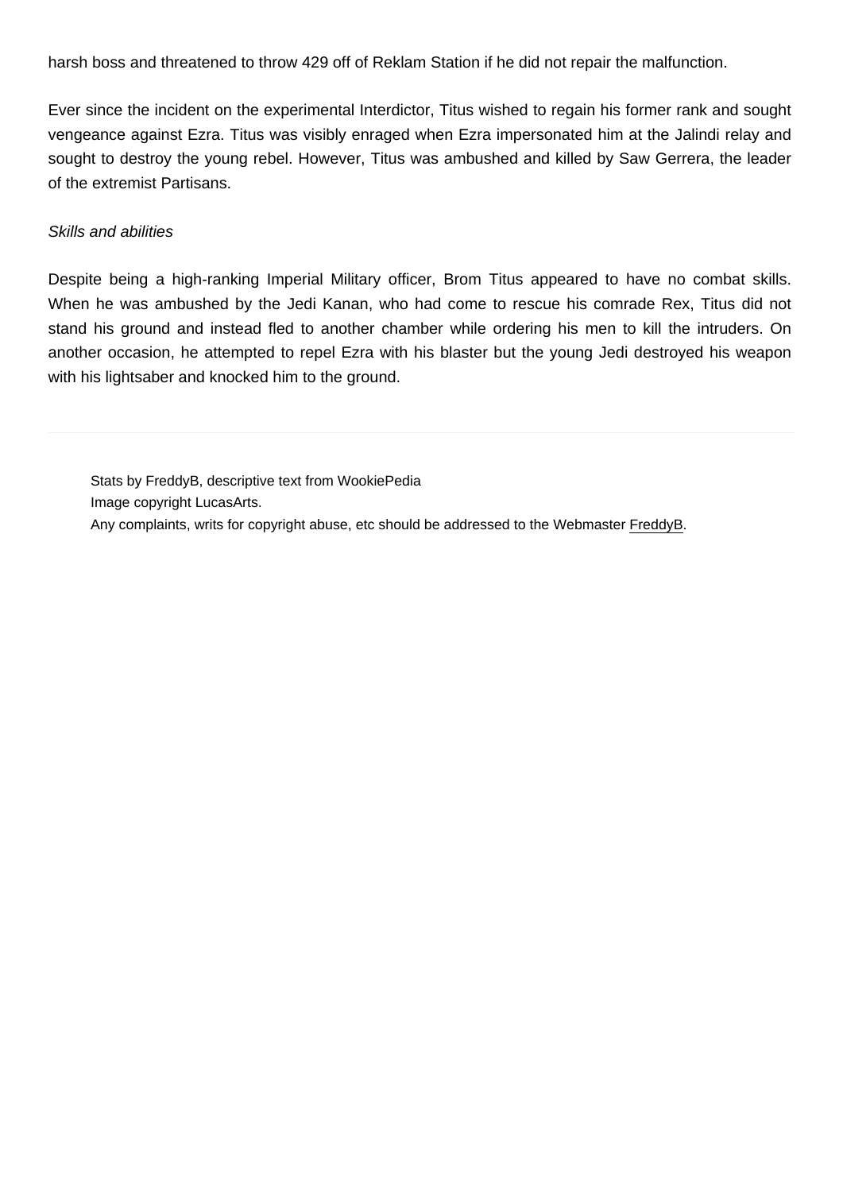harsh boss and threatened to throw 429 off of Reklam Station if he did not repair the malfunction.

Ever since the incident on the experimental Interdictor, Titus wished to regain his former rank and sought vengeance against Ezra. Titus was visibly enraged when Ezra impersonated him at the Jalindi relay and sought to destroy the young rebel. However, Titus was ambushed and killed by Saw Gerrera, the leader of the extremist Partisans.

*Skills and abilities*

Despite being a high-ranking Imperial Military officer, Brom Titus appeared to have no combat skills. When he was ambushed by the Jedi Kanan, who had come to rescue his comrade Rex, Titus did not stand his ground and instead fled to another chamber while ordering his men to kill the intruders. On another occasion, he attempted to repel Ezra with his blaster but the young Jedi destroyed his weapon with his lightsaber and knocked him to the ground.

---

Stats by FreddyB, descriptive text from WookiePedia
Image copyright LucasArts.
Any complaints, writs for copyright abuse, etc should be addressed to the Webmaster FreddyB.